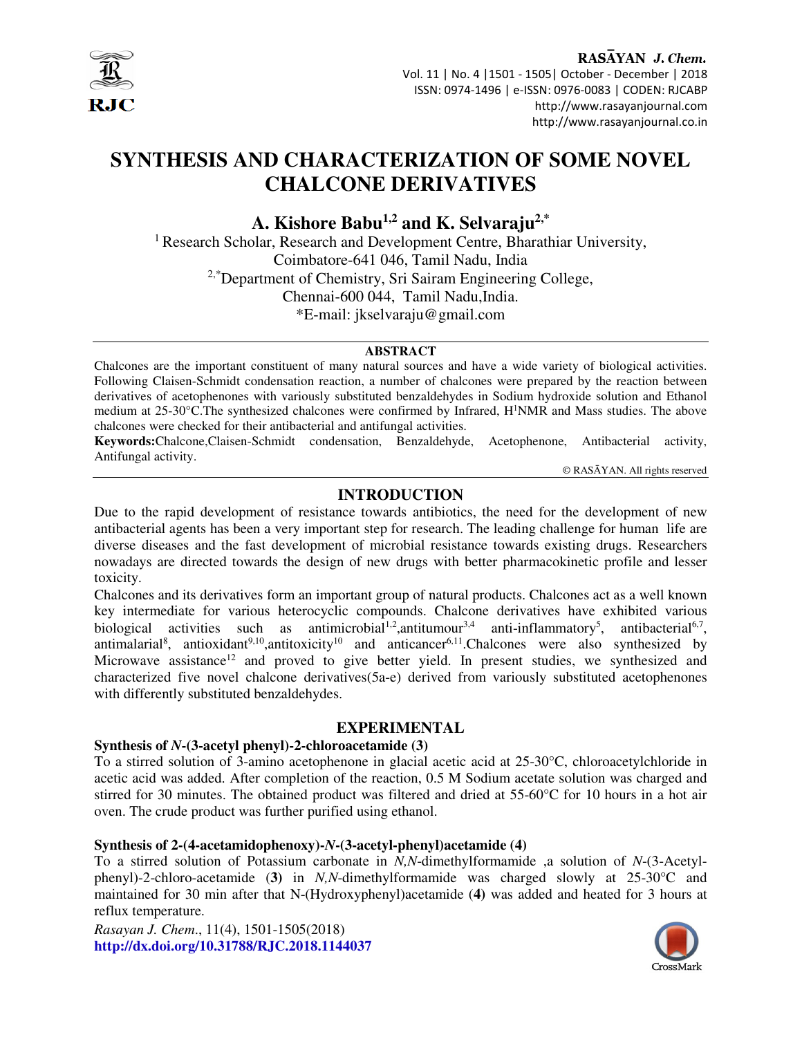# SYNTHESIS AND CHARACTERIZATION OF SOME NOVEL CHALCONE DERIVATIVES

**A. Kishore Babu[1,2] and K. Selvaraju[2,*]**

[1] Research Scholar, Research and Development Centre, Bharathiar University, Coimbatore-641 046, Tamil Nadu, India

[2,*]Department of Chemistry, Sri Sairam Engineering College, Chennai-600 044, Tamil Nadu,India.

*E-mail: jkselvaraju@gmail.com

## ABSTRACT

Chalcones are the important constituent of many natural sources and have a wide variety of biological activities. Following Claisen-Schmidt condensation reaction, a number of chalcones were prepared by the reaction between derivatives of acetophenones with variously substituted benzaldehydes in Sodium hydroxide solution and Ethanol medium at 25-30°C.The synthesized chalcones were confirmed by Infrared, $H^1$NMR and Mass studies. The above chalcones were checked for their antibacterial and antifungal activities.

**Keywords:**Chalcone,Claisen-Schmidt condensation, Benzaldehyde, Acetophenone, Antibacterial activity, Antifungal activity.

© RASĀYAN. All rights reserved

## INTRODUCTION

Due to the rapid development of resistance towards antibiotics, the need for the development of new antibacterial agents has been a very important step for research. The leading challenge for human life are diverse diseases and the fast development of microbial resistance towards existing drugs. Researchers nowadays are directed towards the design of new drugs with better pharmacokinetic profile and lesser toxicity.

Chalcones and its derivatives form an important group of natural products. Chalcones act as a well known key intermediate for various heterocyclic compounds. Chalcone derivatives have exhibited various biological activities such as antimicrobial[1,2],antitumour[3,4] anti-inflammatory[5], antibacterial[6,7], antimalarial[8], antioxidant[9,10],antitoxicity[10] and anticancer[6,11].Chalcones were also synthesized by Microwave assistance[12] and proved to give better yield. In present studies, we synthesized and characterized five novel chalcone derivatives(5a-e) derived from variously substituted acetophenones with differently substituted benzaldehydes.

## EXPERIMENTAL

### Synthesis of *N*-(3-acetyl phenyl)-2-chloroacetamide (3)

To a stirred solution of 3-amino acetophenone in glacial acetic acid at 25-30°C, chloroacetylchloride in acetic acid was added. After completion of the reaction, 0.5 M Sodium acetate solution was charged and stirred for 30 minutes. The obtained product was filtered and dried at 55-60°C for 10 hours in a hot air oven. The crude product was further purified using ethanol.

### Synthesis of 2-(4-acetamidophenoxy)-*N*-(3-acetyl-phenyl)acetamide (4)

To a stirred solution of Potassium carbonate in *N,N*-dimethylformamide ,a solution of *N*-(3-Acetyl-phenyl)-2-chloro-acetamide (**3**) in *N,N*-dimethylformamide was charged slowly at 25-30°C and maintained for 30 min after that N-(Hydroxyphenyl)acetamide (**4**) was added and heated for 3 hours at reflux temperature.

*Rasayan J. Chem.*, 11(4), 1501-1505(2018)

**http://dx.doi.org/10.31788/RJC.2018.1144037**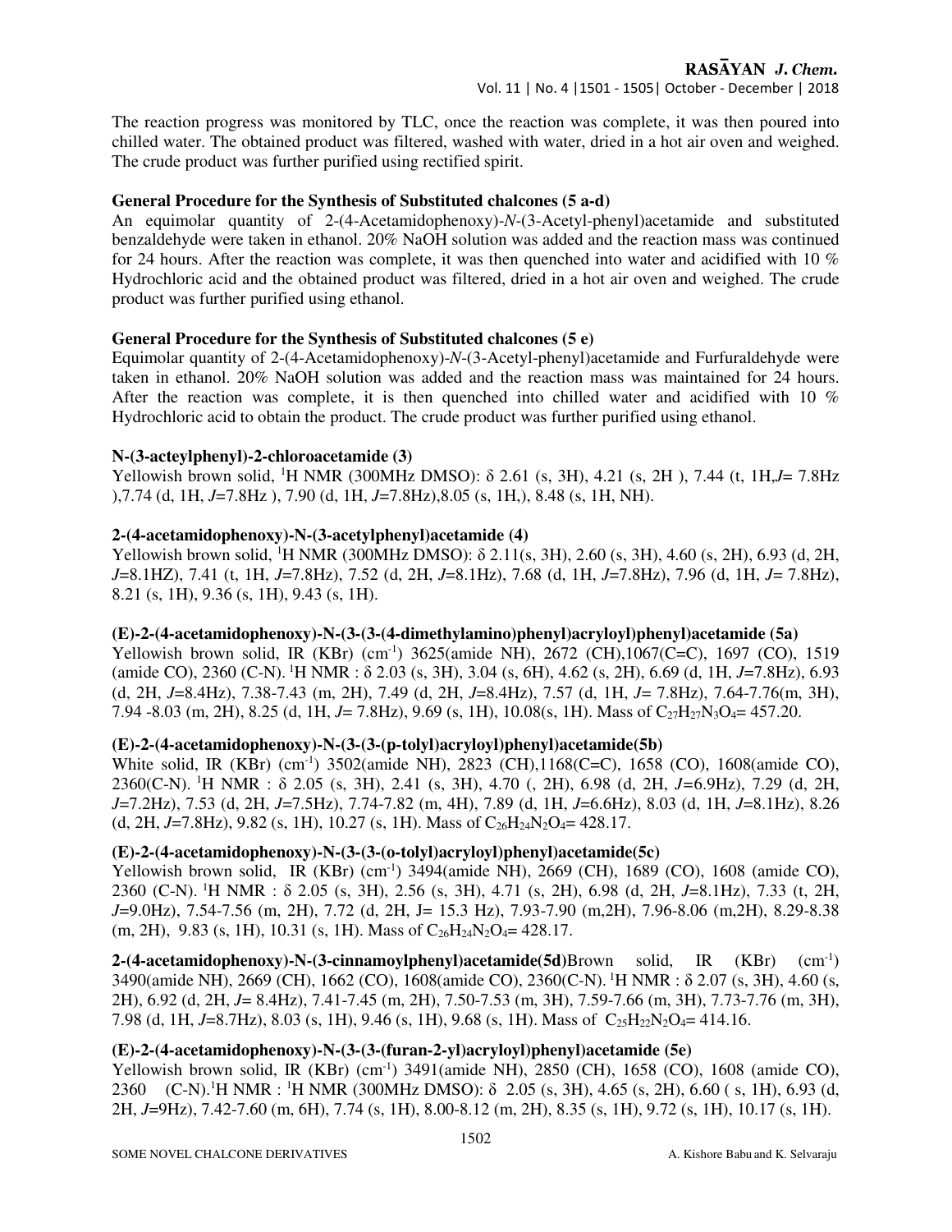The reaction progress was monitored by TLC, once the reaction was complete, it was then poured into chilled water. The obtained product was filtered, washed with water, dried in a hot air oven and weighed. The crude product was further purified using rectified spirit.

### General Procedure for the Synthesis of Substituted chalcones (5 a-d)

An equimolar quantity of 2-(4-Acetamidophenoxy)-*N*-(3-Acetyl-phenyl)acetamide and substituted benzaldehyde were taken in ethanol. 20% NaOH solution was added and the reaction mass was continued for 24 hours. After the reaction was complete, it was then quenched into water and acidified with 10 % Hydrochloric acid and the obtained product was filtered, dried in a hot air oven and weighed. The crude product was further purified using ethanol.

### General Procedure for the Synthesis of Substituted chalcones (5 e)

Equimolar quantity of 2-(4-Acetamidophenoxy)-*N*-(3-Acetyl-phenyl)acetamide and Furfuraldehyde were taken in ethanol. 20% NaOH solution was added and the reaction mass was maintained for 24 hours. After the reaction was complete, it is then quenched into chilled water and acidified with 10 % Hydrochloric acid to obtain the product. The crude product was further purified using ethanol.

### N-(3-acteylphenyl)-2-chloroacetamide (3)

Yellowish brown solid, $^{1}$H NMR (300MHz DMSO): δ 2.61 (s, 3H), 4.21 (s, 2H ), 7.44 (t, 1H,*J*= 7.8Hz ),7.74 (d, 1H, *J*=7.8Hz ), 7.90 (d, 1H, *J*=7.8Hz),8.05 (s, 1H,), 8.48 (s, 1H, NH).

### 2-(4-acetamidophenoxy)-N-(3-acetylphenyl)acetamide (4)

Yellowish brown solid, $^{1}$H NMR (300MHz DMSO): δ 2.11(s, 3H), 2.60 (s, 3H), 4.60 (s, 2H), 6.93 (d, 2H, *J*=8.1HZ), 7.41 (t, 1H, *J*=7.8Hz), 7.52 (d, 2H, *J*=8.1Hz), 7.68 (d, 1H, *J*=7.8Hz), 7.96 (d, 1H, *J*= 7.8Hz), 8.21 (s, 1H), 9.36 (s, 1H), 9.43 (s, 1H).

### (E)-2-(4-acetamidophenoxy)-N-(3-(3-(4-dimethylamino)phenyl)acryloyl)phenyl)acetamide (5a)

Yellowish brown solid, IR (KBr) (cm$^{-1}$) 3625(amide NH), 2672 (CH),1067(C=C), 1697 (CO), 1519 (amide CO), 2360 (C-N). $^{1}$H NMR : δ 2.03 (s, 3H), 3.04 (s, 6H), 4.62 (s, 2H), 6.69 (d, 1H, *J*=7.8Hz), 6.93 (d, 2H, *J*=8.4Hz), 7.38-7.43 (m, 2H), 7.49 (d, 2H, *J*=8.4Hz), 7.57 (d, 1H, *J*= 7.8Hz), 7.64-7.76(m, 3H), 7.94 -8.03 (m, 2H), 8.25 (d, 1H, *J*= 7.8Hz), 9.69 (s, 1H), 10.08(s, 1H). Mass of $C_{27}H_{27}N_3O_4$= 457.20.

### (E)-2-(4-acetamidophenoxy)-N-(3-(3-(p-tolyl)acryloyl)phenyl)acetamide(5b)

White solid, IR (KBr) (cm$^{-1}$) 3502(amide NH), 2823 (CH),1168(C=C), 1658 (CO), 1608(amide CO), 2360(C-N). $^{1}$H NMR : δ 2.05 (s, 3H), 2.41 (s, 3H), 4.70 (, 2H), 6.98 (d, 2H, *J*=6.9Hz), 7.29 (d, 2H, *J*=7.2Hz), 7.53 (d, 2H, *J*=7.5Hz), 7.74-7.82 (m, 4H), 7.89 (d, 1H, *J*=6.6Hz), 8.03 (d, 1H, *J*=8.1Hz), 8.26 (d, 2H, *J*=7.8Hz), 9.82 (s, 1H), 10.27 (s, 1H). Mass of $C_{26}H_{24}N_2O_4$= 428.17.

### (E)-2-(4-acetamidophenoxy)-N-(3-(3-(o-tolyl)acryloyl)phenyl)acetamide(5c)

Yellowish brown solid, IR (KBr) (cm$^{-1}$) 3494(amide NH), 2669 (CH), 1689 (CO), 1608 (amide CO), 2360 (C-N). $^{1}$H NMR : δ 2.05 (s, 3H), 2.56 (s, 3H), 4.71 (s, 2H), 6.98 (d, 2H, *J*=8.1Hz), 7.33 (t, 2H, *J*=9.0Hz), 7.54-7.56 (m, 2H), 7.72 (d, 2H, J= 15.3 Hz), 7.93-7.90 (m,2H), 7.96-8.06 (m,2H), 8.29-8.38 (m, 2H), 9.83 (s, 1H), 10.31 (s, 1H). Mass of $C_{26}H_{24}N_2O_4$= 428.17.

**2-(4-acetamidophenoxy)-N-(3-cinnamoylphenyl)acetamide(5d)**Brown solid, IR (KBr) (cm$^{-1}$) 3490(amide NH), 2669 (CH), 1662 (CO), 1608(amide CO), 2360(C-N). $^{1}$H NMR : δ 2.07 (s, 3H), 4.60 (s, 2H), 6.92 (d, 2H, *J*= 8.4Hz), 7.41-7.45 (m, 2H), 7.50-7.53 (m, 3H), 7.59-7.66 (m, 3H), 7.73-7.76 (m, 3H), 7.98 (d, 1H, *J*=8.7Hz), 8.03 (s, 1H), 9.46 (s, 1H), 9.68 (s, 1H). Mass of $C_{25}H_{22}N_2O_4$= 414.16.

### (E)-2-(4-acetamidophenoxy)-N-(3-(3-(furan-2-yl)acryloyl)phenyl)acetamide (5e)

Yellowish brown solid, IR (KBr) (cm$^{-1}$) 3491(amide NH), 2850 (CH), 1658 (CO), 1608 (amide CO), 2360 (C-N).$^{1}$H NMR : $^{1}$H NMR (300MHz DMSO): δ 2.05 (s, 3H), 4.65 (s, 2H), 6.60 ( s, 1H), 6.93 (d, 2H, *J*=9Hz), 7.42-7.60 (m, 6H), 7.74 (s, 1H), 8.00-8.12 (m, 2H), 8.35 (s, 1H), 9.72 (s, 1H), 10.17 (s, 1H).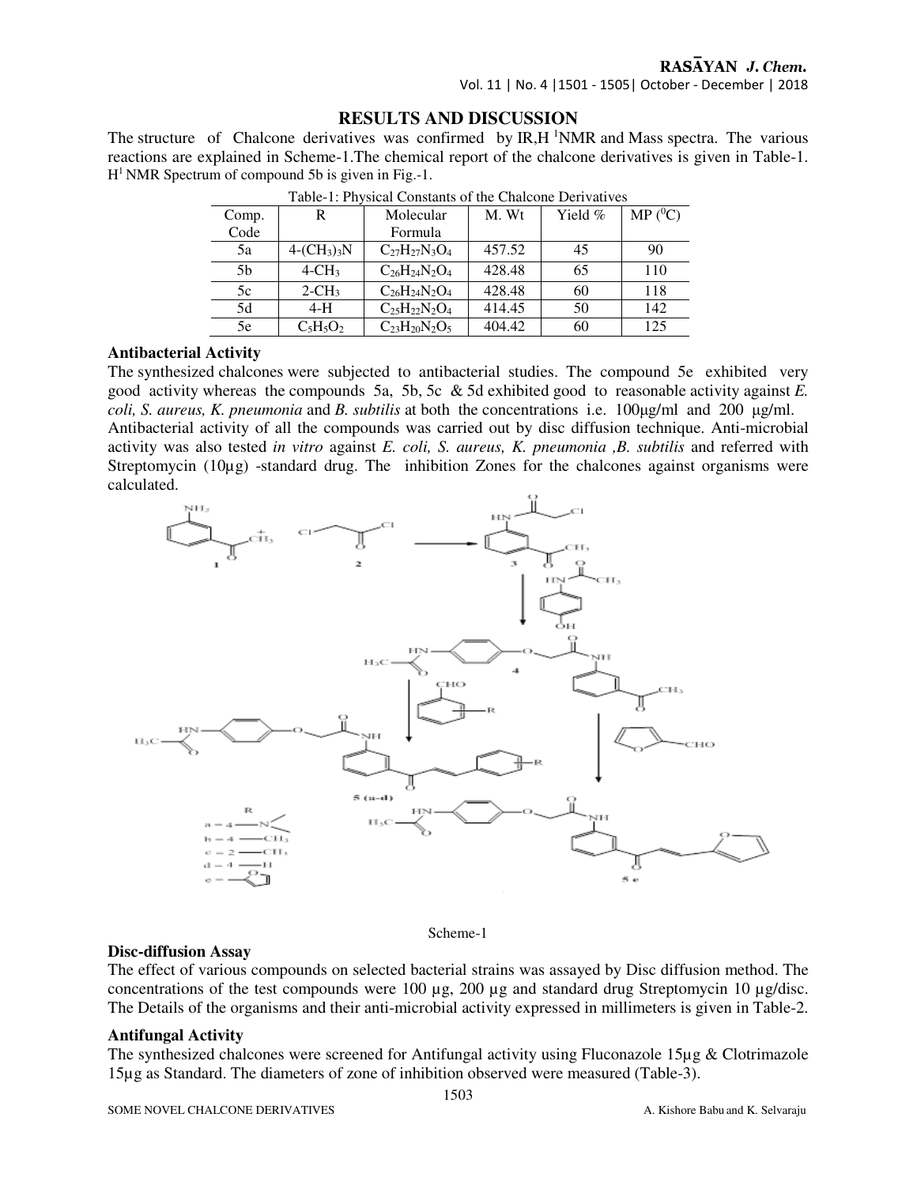## RESULTS AND DISCUSSION

The structure of Chalcone derivatives was confirmed by IR,H [1]NMR and Mass spectra. The various reactions are explained in Scheme-1.The chemical report of the chalcone derivatives is given in Table-1. H[1] NMR Spectrum of compound 5b is given in Fig.-1.

Table-1: Physical Constants of the Chalcone Derivatives

| Comp. Code | R | Molecular Formula | M. Wt | Yield % | MP ($^0$C) |
|---|---|---|---|---|---|
| 5a | 4-$(CH_3)_3N$ | $C_{27}H_{27}N_3O_4$ | 457.52 | 45 | 90 |
| 5b | 4-$CH_3$ | $C_{26}H_{24}N_2O_4$ | 428.48 | 65 | 110 |
| 5c | 2-$CH_3$ | $C_{26}H_{24}N_2O_4$ | 428.48 | 60 | 118 |
| 5d | 4-H | $C_{25}H_{22}N_2O_4$ | 414.45 | 50 | 142 |
| 5e | $C_5H_5O_2$ | $C_{23}H_{20}N_2O_5$ | 404.42 | 60 | 125 |

### Antibacterial Activity

The synthesized chalcones were subjected to antibacterial studies. The compound 5e exhibited very good activity whereas the compounds 5a, 5b, 5c & 5d exhibited good to reasonable activity against *E. coli, S. aureus, K. pneumonia* and *B. subtilis* at both the concentrations i.e. 100µg/ml and 200 µg/ml.
Antibacterial activity of all the compounds was carried out by disc diffusion technique. Anti-microbial activity was also tested *in vitro* against *E. coli, S. aureus, K. pneumonia ,B. subtilis* and referred with Streptomycin (10µg) -standard drug. The inhibition Zones for the chalcones against organisms were calculated.

Scheme-1

### Disc-diffusion Assay

The effect of various compounds on selected bacterial strains was assayed by Disc diffusion method. The concentrations of the test compounds were 100 µg, 200 µg and standard drug Streptomycin 10 µg/disc. The Details of the organisms and their anti-microbial activity expressed in millimeters is given in Table-2.

### Antifungal Activity

The synthesized chalcones were screened for Antifungal activity using Fluconazole 15µg & Clotrimazole 15µg as Standard. The diameters of zone of inhibition observed were measured (Table-3).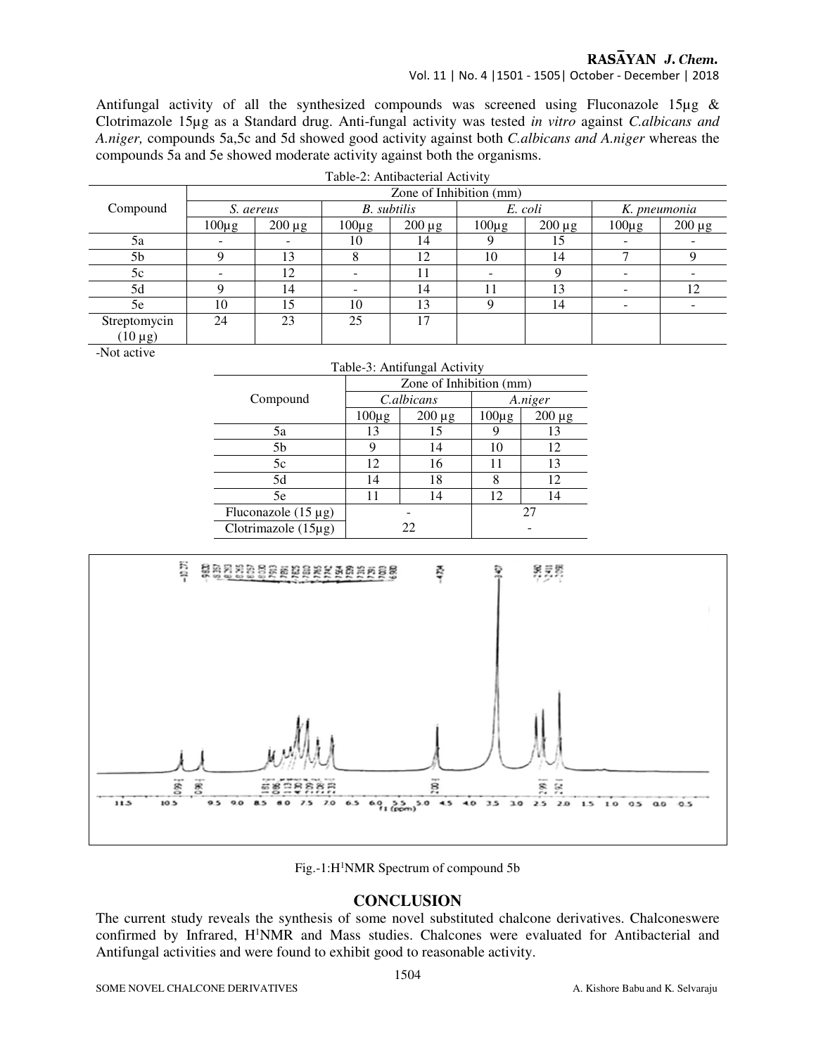Antifungal activity of all the synthesized compounds was screened using Fluconazole 15µg & Clotrimazole 15µg as a Standard drug. Anti-fungal activity was tested *in vitro* against *C.albicans and A.niger,* compounds 5a,5c and 5d showed good activity against both *C.albicans and A.niger* whereas the compounds 5a and 5e showed moderate activity against both the organisms.

Table-2: Antibacterial Activity

| Compound | Zone of Inhibition (mm) | | | | | | | |
|---|---|---|---|---|---|---|---|---|
| | *S. aereus* | | *B. subtilis* | | *E. coli* | | *K. pneumonia* | |
| | 100µg | 200 µg | 100µg | 200 µg | 100µg | 200 µg | 100µg | 200 µg |
| 5a | - | - | 10 | 14 | 9 | 15 | - | - |
| 5b | 9 | 13 | 8 | 12 | 10 | 14 | 7 | 9 |
| 5c | - | 12 | - | 11 | - | 9 | - | - |
| 5d | 9 | 14 | - | 14 | 11 | 13 | - | 12 |
| 5e | 10 | 15 | 10 | 13 | 9 | 14 | - | - |
| Streptomycin (10 µg) | 24 | 23 | 25 | 17 | | | | |

-Not active

Table-3: Antifungal Activity

| Compound | Zone of Inhibition (mm) | | | |
|---|---|---|---|---|
| | *C.albicans* | | *A.niger* | |
| | 100µg | 200 µg | 100µg | 200 µg |
| 5a | 13 | 15 | 9 | 13 |
| 5b | 9 | 14 | 10 | 12 |
| 5c | 12 | 16 | 11 | 13 |
| 5d | 14 | 18 | 8 | 12 |
| 5e | 11 | 14 | 12 | 14 |
| Fluconazole (15 µg) | - | | 27 | |
| Clotrimazole (15µg) | 22 | | - | |

Fig.-1:H[1]NMR Spectrum of compound 5b

## CONCLUSION

The current study reveals the synthesis of some novel substituted chalcone derivatives. Chalconeswere confirmed by Infrared, H[1]NMR and Mass studies. Chalcones were evaluated for Antibacterial and Antifungal activities and were found to exhibit good to reasonable activity.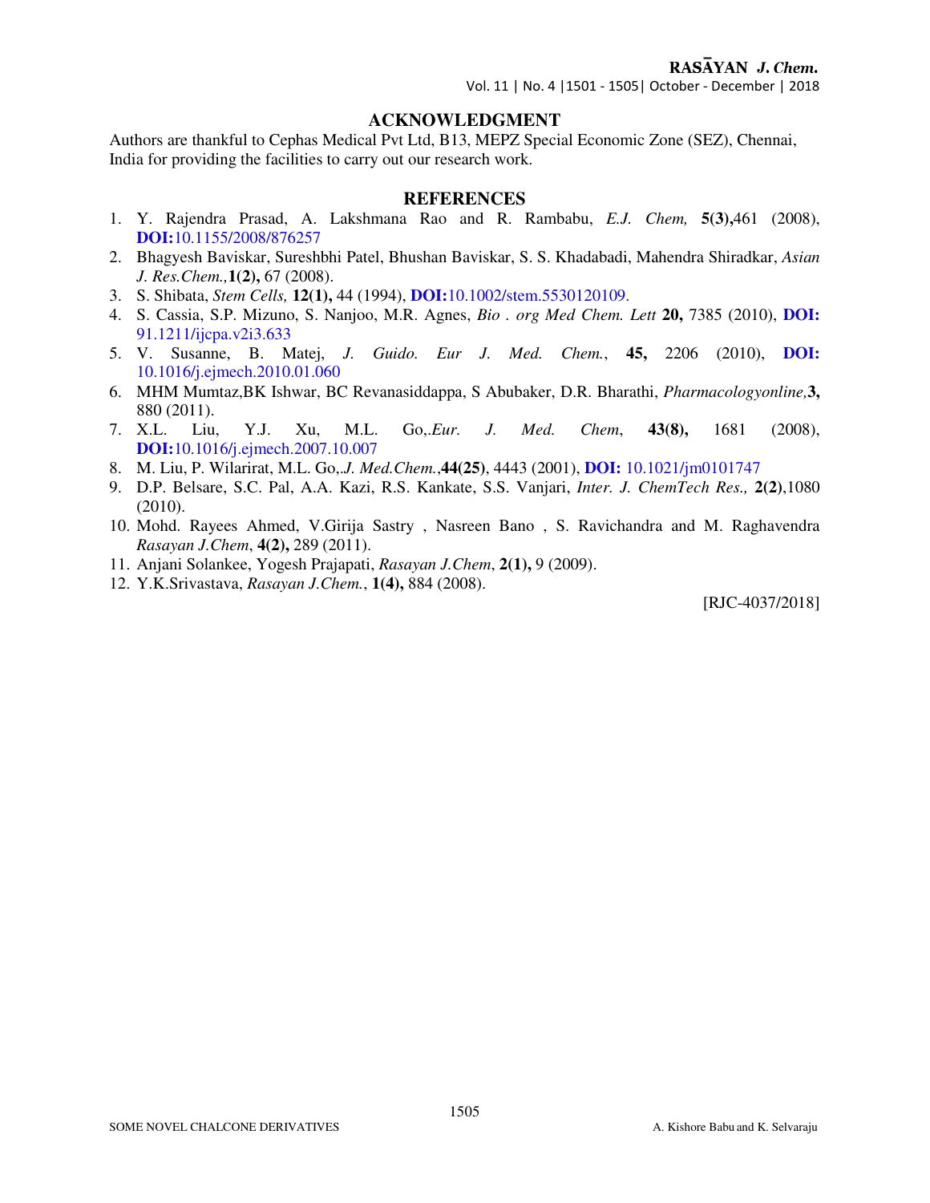## ACKNOWLEDGMENT

Authors are thankful to Cephas Medical Pvt Ltd, B13, MEPZ Special Economic Zone (SEZ), Chennai, India for providing the facilities to carry out our research work.

## REFERENCES

1. Y. Rajendra Prasad, A. Lakshmana Rao and R. Rambabu, *E.J. Chem,* **5(3),**461 (2008), **DOI:**10.1155/2008/876257
2. Bhagyesh Baviskar, Sureshbhi Patel, Bhushan Baviskar, S. S. Khadabadi, Mahendra Shiradkar, *Asian J. Res.Chem.,***1(2),** 67 (2008).
3. S. Shibata, *Stem Cells,* **12(1),** 44 (1994), **DOI:**10.1002/stem.5530120109.
4. S. Cassia, S.P. Mizuno, S. Nanjoo, M.R. Agnes, *Bio . org Med Chem. Lett* **20,** 7385 (2010), **DOI:** 91.1211/ijcpa.v2i3.633
5. V. Susanne, B. Matej, *J. Guido. Eur J. Med. Chem.*, **45,** 2206 (2010), **DOI:** 10.1016/j.ejmech.2010.01.060
6. MHM Mumtaz,BK Ishwar, BC Revanasiddappa, S Abubaker, D.R. Bharathi, *Pharmacologyonline,***3,** 880 (2011).
7. X.L. Liu, Y.J. Xu, M.L. Go,.*Eur. J. Med. Chem*, **43(8),** 1681 (2008), **DOI:**10.1016/j.ejmech.2007.10.007
8. M. Liu, P. Wilarirat, M.L. Go,.*J. Med.Chem.*,**44(25)**, 4443 (2001), **DOI:** 10.1021/jm0101747
9. D.P. Belsare, S.C. Pal, A.A. Kazi, R.S. Kankate, S.S. Vanjari, *Inter. J. ChemTech Res.,* **2(2)**,1080 (2010).
10. Mohd. Rayees Ahmed, V.Girija Sastry , Nasreen Bano , S. Ravichandra and M. Raghavendra *Rasayan J.Chem*, **4(2),** 289 (2011).
11. Anjani Solankee, Yogesh Prajapati, *Rasayan J.Chem*, **2(1),** 9 (2009).
12. Y.K.Srivastava, *Rasayan J.Chem.*, **1(4),** 884 (2008).

[RJC-4037/2018]